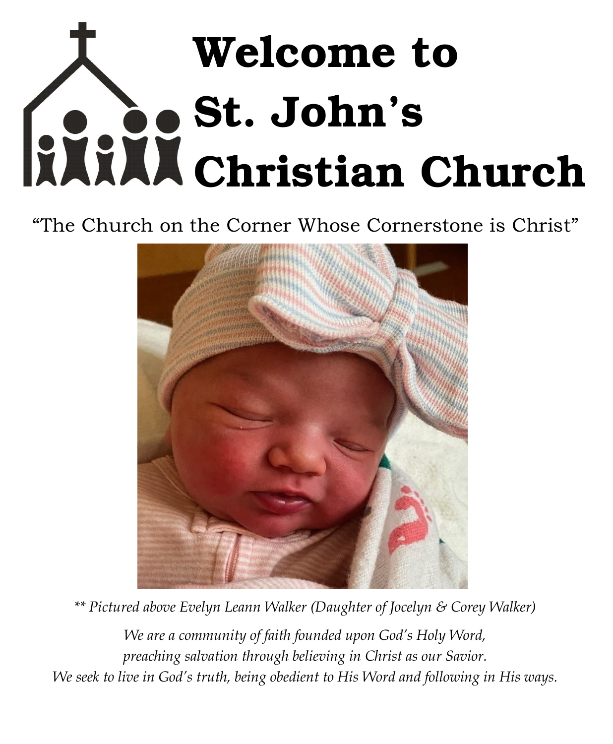# Welcome to St. John's Christian Church

"The Church on the Corner Whose Cornerstone is Christ"

*** Pictured above Evelyn Leann Walker (Daughter of Jocelyn & Corey Walker)*

*We are a community of faith founded upon God's Holy Word,*
*preaching salvation through believing in Christ as our Savior.*
*We seek to live in God's truth, being obedient to His Word and following in His ways.*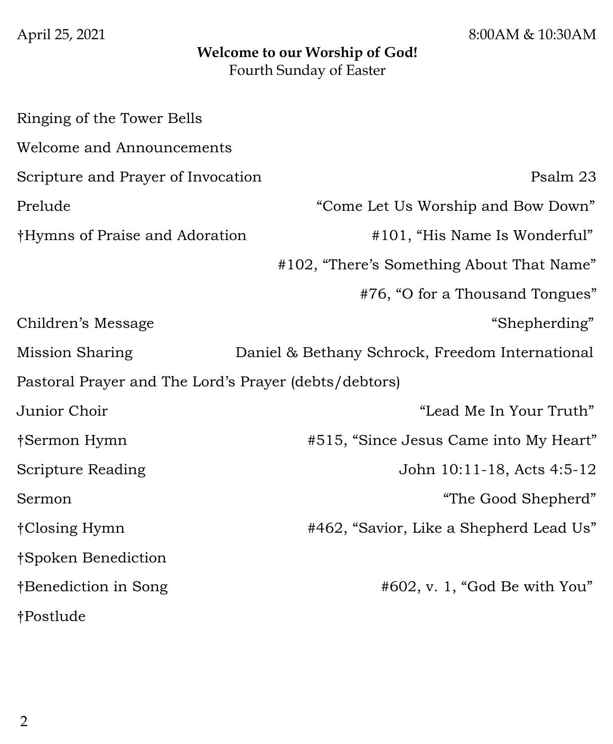April 25, 2021 | 8:00AM & 10:30AM

**Welcome to our Worship of God!**

Fourth Sunday of Easter

Ringing of the Tower Bells

Welcome and Announcements

Scripture and Prayer of Invocation — Psalm 23

Prelude — "Come Let Us Worship and Bow Down"

†Hymns of Praise and Adoration — #101, "His Name Is Wonderful"
#102, "There's Something About That Name"
#76, "O for a Thousand Tongues"

Children's Message — "Shepherding"

Mission Sharing — Daniel & Bethany Schrock, Freedom International

Pastoral Prayer and The Lord's Prayer (debts/debtors)

Junior Choir — "Lead Me In Your Truth"

†Sermon Hymn — #515, "Since Jesus Came into My Heart"

Scripture Reading — John 10:11-18, Acts 4:5-12

Sermon — "The Good Shepherd"

†Closing Hymn — #462, "Savior, Like a Shepherd Lead Us"

†Spoken Benediction

†Benediction in Song — #602, v. 1, "God Be with You"

†Postlude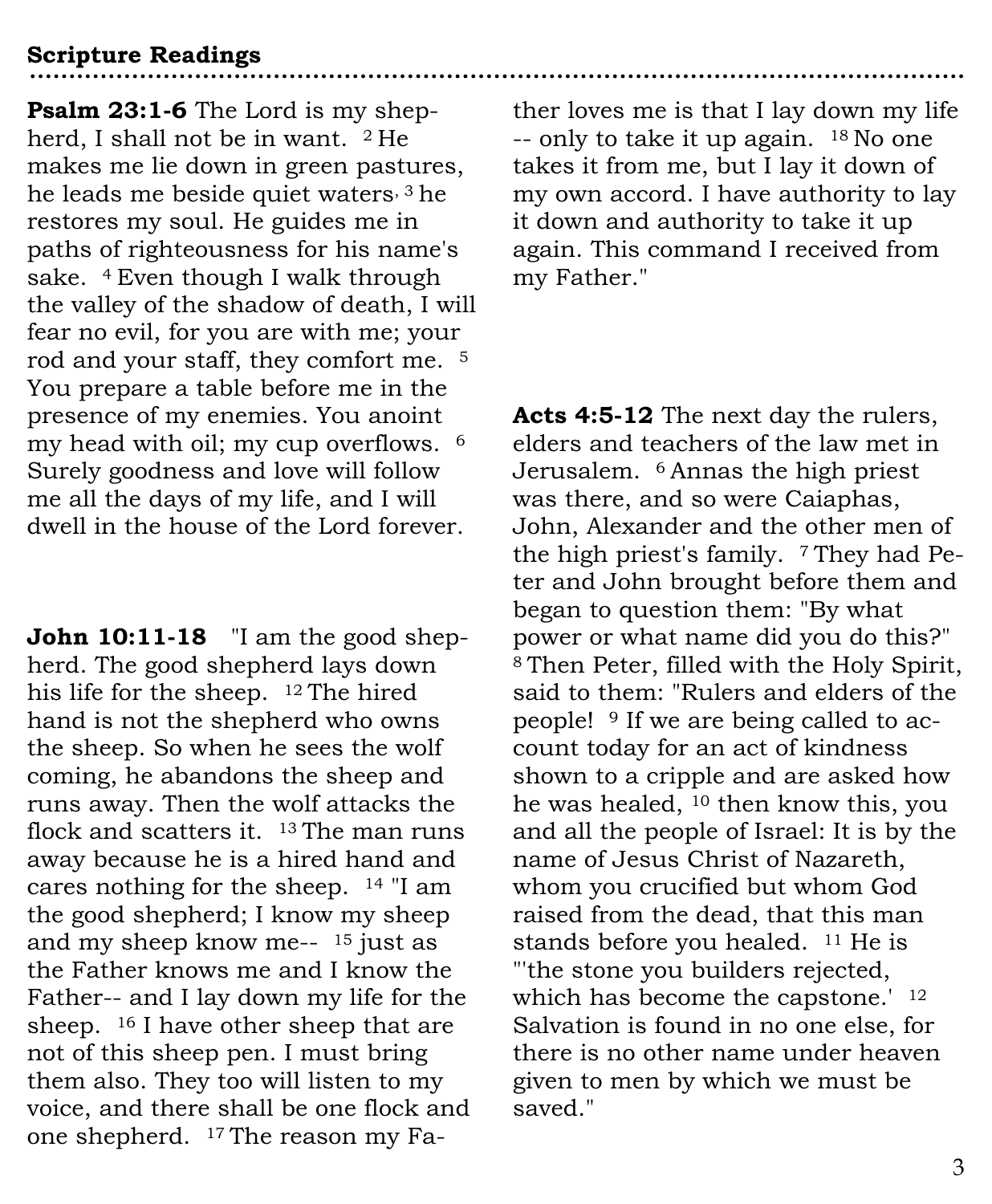## Scripture Readings

**Psalm 23:1-6** The Lord is my shepherd, I shall not be in want. [2] He makes me lie down in green pastures, he leads me beside quiet waters, [3] he restores my soul. He guides me in paths of righteousness for his name's sake. [4] Even though I walk through the valley of the shadow of death, I will fear no evil, for you are with me; your rod and your staff, they comfort me. [5] You prepare a table before me in the presence of my enemies. You anoint my head with oil; my cup overflows. [6] Surely goodness and love will follow me all the days of my life, and I will dwell in the house of the Lord forever.

**John 10:11-18** "I am the good shepherd. The good shepherd lays down his life for the sheep. [12] The hired hand is not the shepherd who owns the sheep. So when he sees the wolf coming, he abandons the sheep and runs away. Then the wolf attacks the flock and scatters it. [13] The man runs away because he is a hired hand and cares nothing for the sheep. [14] "I am the good shepherd; I know my sheep and my sheep know me-- [15] just as the Father knows me and I know the Father-- and I lay down my life for the sheep. [16] I have other sheep that are not of this sheep pen. I must bring them also. They too will listen to my voice, and there shall be one flock and one shepherd. [17] The reason my Father loves me is that I lay down my life -- only to take it up again. [18] No one takes it from me, but I lay it down of my own accord. I have authority to lay it down and authority to take it up again. This command I received from my Father."

**Acts 4:5-12** The next day the rulers, elders and teachers of the law met in Jerusalem. [6] Annas the high priest was there, and so were Caiaphas, John, Alexander and the other men of the high priest's family. [7] They had Peter and John brought before them and began to question them: "By what power or what name did you do this?" [8] Then Peter, filled with the Holy Spirit, said to them: "Rulers and elders of the people! [9] If we are being called to account today for an act of kindness shown to a cripple and are asked how he was healed, [10] then know this, you and all the people of Israel: It is by the name of Jesus Christ of Nazareth, whom you crucified but whom God raised from the dead, that this man stands before you healed. [11] He is "'the stone you builders rejected, which has become the capstone.' [12] Salvation is found in no one else, for there is no other name under heaven given to men by which we must be saved."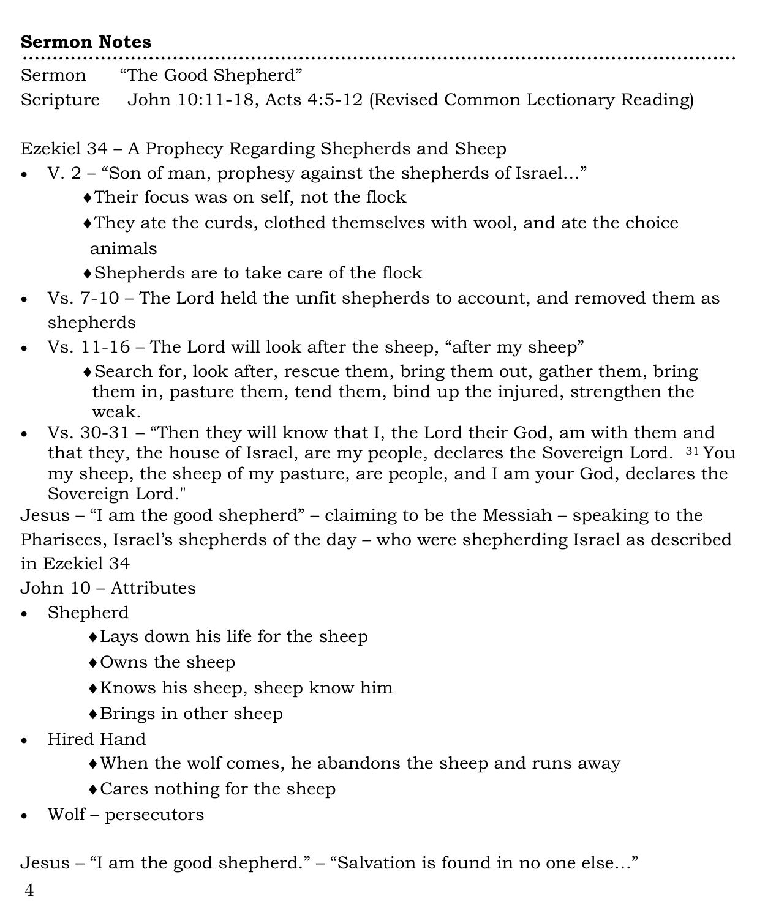**Sermon Notes**

Sermon "The Good Shepherd"

Scripture John 10:11-18, Acts 4:5-12 (Revised Common Lectionary Reading)

Ezekiel 34 – A Prophecy Regarding Shepherds and Sheep

- V. 2 – "Son of man, prophesy against the shepherds of Israel…"
    - Their focus was on self, not the flock
    - They ate the curds, clothed themselves with wool, and ate the choice animals
    - Shepherds are to take care of the flock
- Vs. 7-10 – The Lord held the unfit shepherds to account, and removed them as shepherds
- Vs. 11-16 – The Lord will look after the sheep, "after my sheep"
    - Search for, look after, rescue them, bring them out, gather them, bring them in, pasture them, tend them, bind up the injured, strengthen the weak.
- Vs. 30-31 – "Then they will know that I, the Lord their God, am with them and that they, the house of Israel, are my people, declares the Sovereign Lord. [31] You my sheep, the sheep of my pasture, are people, and I am your God, declares the Sovereign Lord."

Jesus – "I am the good shepherd" – claiming to be the Messiah – speaking to the Pharisees, Israel's shepherds of the day – who were shepherding Israel as described in Ezekiel 34

John 10 – Attributes

- Shepherd
    - Lays down his life for the sheep
    - Owns the sheep
    - Knows his sheep, sheep know him
    - Brings in other sheep
- Hired Hand
    - When the wolf comes, he abandons the sheep and runs away
    - Cares nothing for the sheep
- Wolf – persecutors

Jesus – "I am the good shepherd." – "Salvation is found in no one else…"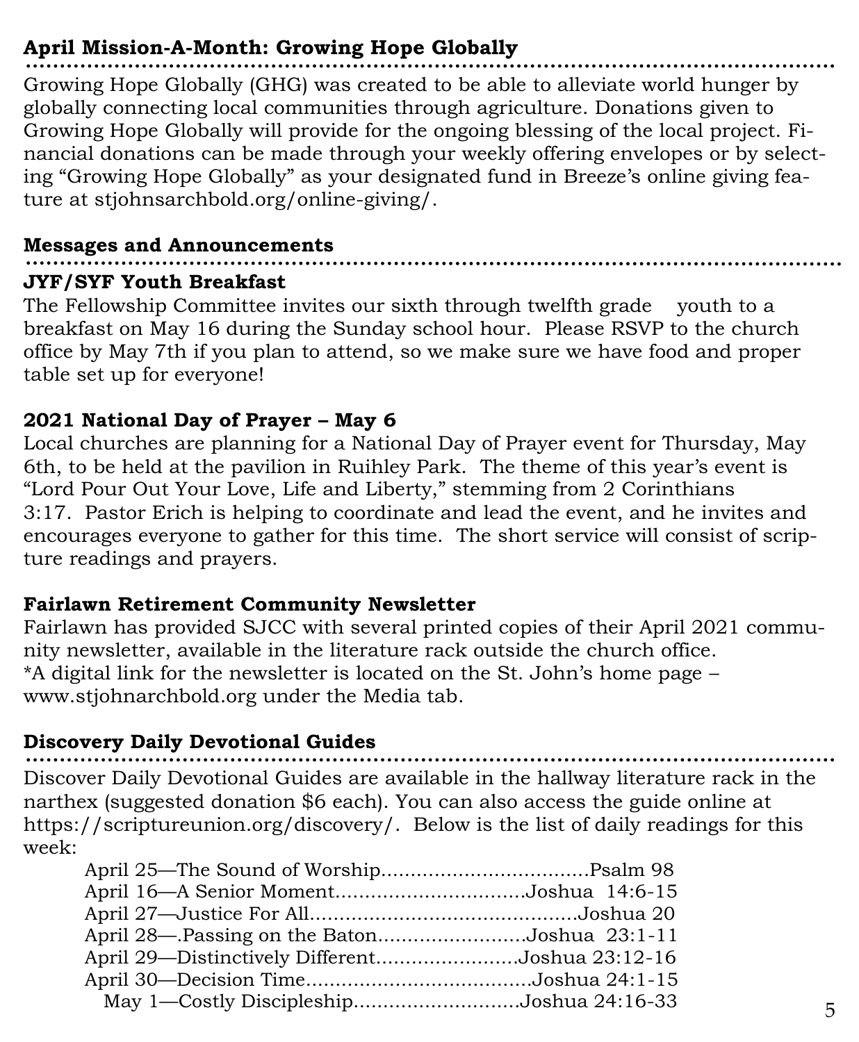## April Mission-A-Month: Growing Hope Globally

Growing Hope Globally (GHG) was created to be able to alleviate world hunger by globally connecting local communities through agriculture. Donations given to Growing Hope Globally will provide for the ongoing blessing of the local project. Financial donations can be made through your weekly offering envelopes or by selecting "Growing Hope Globally" as your designated fund in Breeze's online giving feature at stjohnsarchbold.org/online-giving/.

## Messages and Announcements

### JYF/SYF Youth Breakfast

The Fellowship Committee invites our sixth through twelfth grade youth to a breakfast on May 16 during the Sunday school hour. Please RSVP to the church office by May 7th if you plan to attend, so we make sure we have food and proper table set up for everyone!

### 2021 National Day of Prayer – May 6

Local churches are planning for a National Day of Prayer event for Thursday, May 6th, to be held at the pavilion in Ruihley Park. The theme of this year's event is "Lord Pour Out Your Love, Life and Liberty," stemming from 2 Corinthians 3:17. Pastor Erich is helping to coordinate and lead the event, and he invites and encourages everyone to gather for this time. The short service will consist of scripture readings and prayers.

### Fairlawn Retirement Community Newsletter

Fairlawn has provided SJCC with several printed copies of their April 2021 community newsletter, available in the literature rack outside the church office.
*A digital link for the newsletter is located on the St. John's home page – www.stjohnarchbold.org under the Media tab.

## Discovery Daily Devotional Guides

Discover Daily Devotional Guides are available in the hallway literature rack in the narthex (suggested donation $6 each). You can also access the guide online at https://scriptureunion.org/discovery/. Below is the list of daily readings for this week:

April 25—The Sound of Worship..................................Psalm 98
April 16—A Senior Moment...............................Joshua 14:6-15
April 27—Justice For All...........................................Joshua 20
April 28—.Passing on the Baton........................Joshua 23:1-11
April 29—Distinctively Different.......................Joshua 23:12-16
April 30—Decision Time.....................................Joshua 24:1-15
May 1—Costly Discipleship..........................Joshua 24:16-33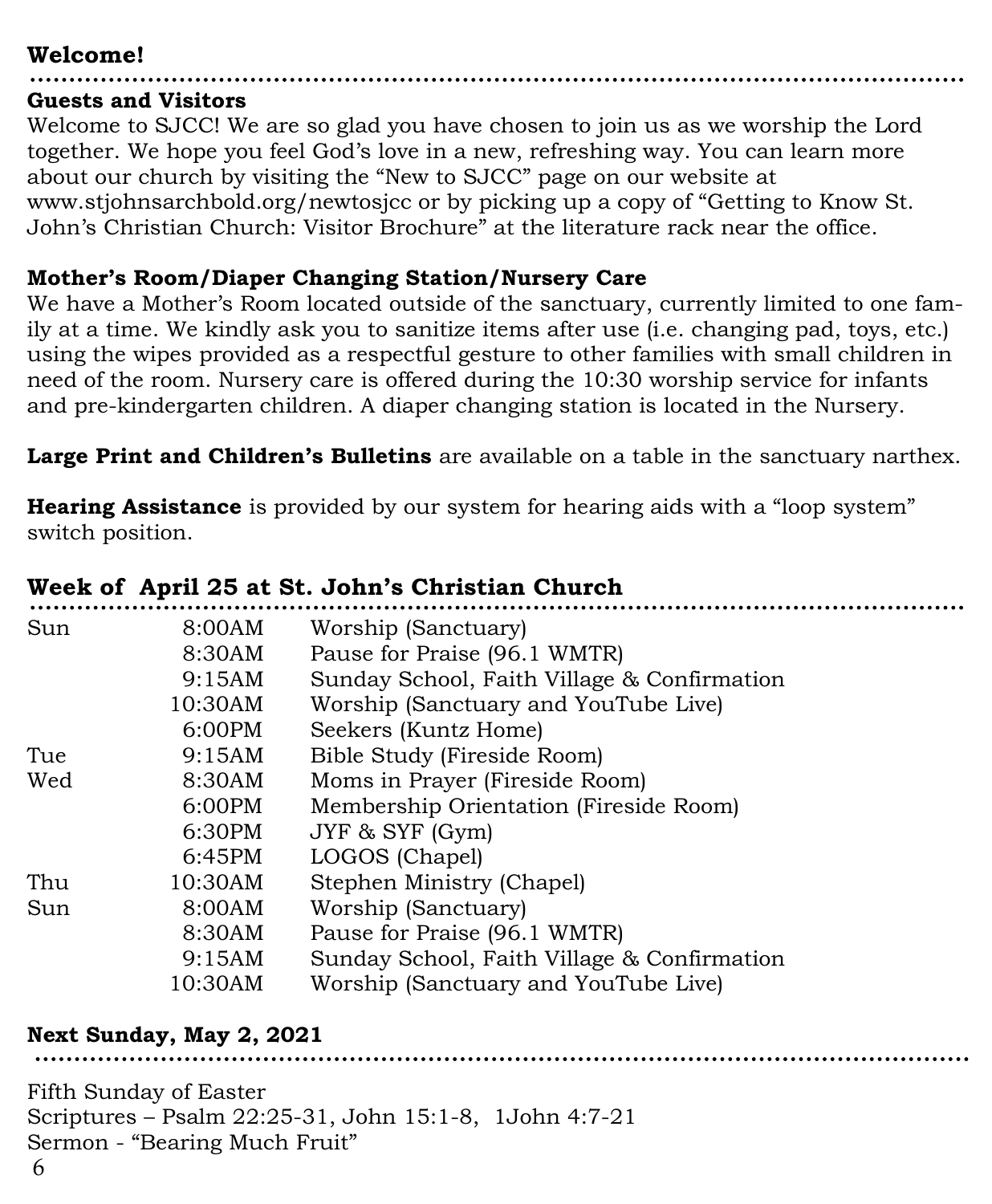## Welcome!

**Guests and Visitors**

Welcome to SJCC! We are so glad you have chosen to join us as we worship the Lord together. We hope you feel God's love in a new, refreshing way. You can learn more about our church by visiting the "New to SJCC" page on our website at www.stjohnsarchbold.org/newtosjcc or by picking up a copy of "Getting to Know St. John's Christian Church: Visitor Brochure" at the literature rack near the office.

**Mother's Room/Diaper Changing Station/Nursery Care**

We have a Mother's Room located outside of the sanctuary, currently limited to one family at a time. We kindly ask you to sanitize items after use (i.e. changing pad, toys, etc.) using the wipes provided as a respectful gesture to other families with small children in need of the room. Nursery care is offered during the 10:30 worship service for infants and pre-kindergarten children. A diaper changing station is located in the Nursery.

**Large Print and Children's Bulletins** are available on a table in the sanctuary narthex.

**Hearing Assistance** is provided by our system for hearing aids with a "loop system" switch position.

## Week of April 25 at St. John's Christian Church

| | | |
|---|---|---|
| Sun | 8:00AM | Worship (Sanctuary) |
| | 8:30AM | Pause for Praise (96.1 WMTR) |
| | 9:15AM | Sunday School, Faith Village & Confirmation |
| | 10:30AM | Worship (Sanctuary and YouTube Live) |
| | 6:00PM | Seekers (Kuntz Home) |
| Tue | 9:15AM | Bible Study (Fireside Room) |
| Wed | 8:30AM | Moms in Prayer (Fireside Room) |
| | 6:00PM | Membership Orientation (Fireside Room) |
| | 6:30PM | JYF & SYF (Gym) |
| | 6:45PM | LOGOS (Chapel) |
| Thu | 10:30AM | Stephen Ministry (Chapel) |
| Sun | 8:00AM | Worship (Sanctuary) |
| | 8:30AM | Pause for Praise (96.1 WMTR) |
| | 9:15AM | Sunday School, Faith Village & Confirmation |
| | 10:30AM | Worship (Sanctuary and YouTube Live) |

## Next Sunday, May 2, 2021

Fifth Sunday of Easter
Scriptures – Psalm 22:25-31, John 15:1-8, 1John 4:7-21
Sermon - "Bearing Much Fruit"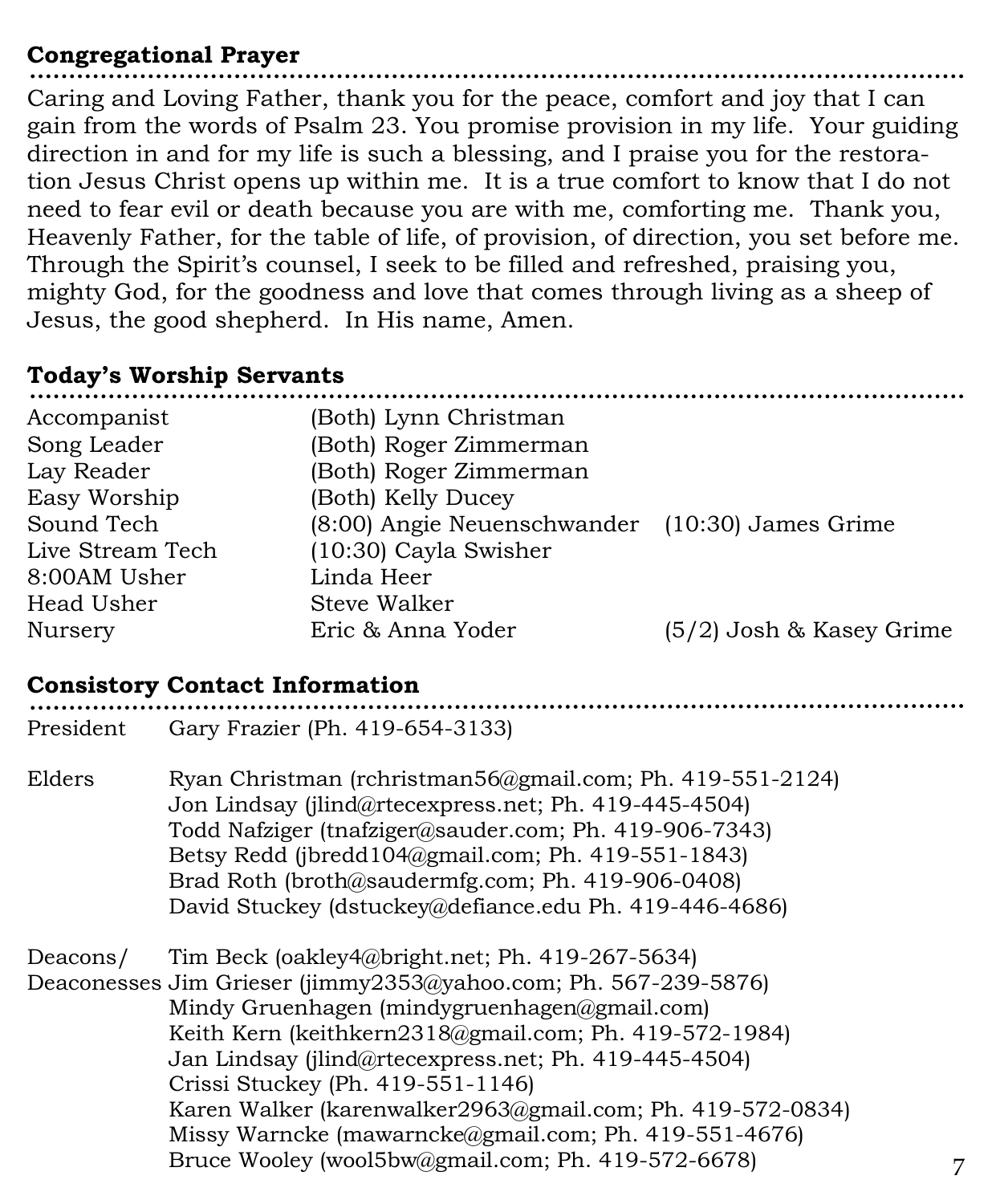## Congregational Prayer

Caring and Loving Father, thank you for the peace, comfort and joy that I can gain from the words of Psalm 23. You promise provision in my life. Your guiding direction in and for my life is such a blessing, and I praise you for the restoration Jesus Christ opens up within me. It is a true comfort to know that I do not need to fear evil or death because you are with me, comforting me. Thank you, Heavenly Father, for the table of life, of provision, of direction, you set before me. Through the Spirit's counsel, I seek to be filled and refreshed, praising you, mighty God, for the goodness and love that comes through living as a sheep of Jesus, the good shepherd. In His name, Amen.

## Today's Worship Servants

| | | |
|---|---|---|
| Accompanist | (Both) Lynn Christman | |
| Song Leader | (Both) Roger Zimmerman | |
| Lay Reader | (Both) Roger Zimmerman | |
| Easy Worship | (Both) Kelly Ducey | |
| Sound Tech | (8:00) Angie Neuenschwander | (10:30) James Grime |
| Live Stream Tech | (10:30) Cayla Swisher | |
| 8:00AM Usher | Linda Heer | |
| Head Usher | Steve Walker | |
| Nursery | Eric & Anna Yoder | (5/2) Josh & Kasey Grime |

## Consistory Contact Information

**President** Gary Frazier (Ph. 419-654-3133)

**Elders**
- Ryan Christman (rchristman56@gmail.com; Ph. 419-551-2124)
- Jon Lindsay (jlind@rtecexpress.net; Ph. 419-445-4504)
- Todd Nafziger (tnafziger@sauder.com; Ph. 419-906-7343)
- Betsy Redd (jbredd104@gmail.com; Ph. 419-551-1843)
- Brad Roth (broth@saudermfg.com; Ph. 419-906-0408)
- David Stuckey (dstuckey@defiance.edu Ph. 419-446-4686)

**Deacons/ Deaconesses**
- Tim Beck (oakley4@bright.net; Ph. 419-267-5634)
- Jim Grieser (jimmy2353@yahoo.com; Ph. 567-239-5876)
- Mindy Gruenhagen (mindygruenhagen@gmail.com)
- Keith Kern (keithkern2318@gmail.com; Ph. 419-572-1984)
- Jan Lindsay (jlind@rtecexpress.net; Ph. 419-445-4504)
- Crissi Stuckey (Ph. 419-551-1146)
- Karen Walker (karenwalker2963@gmail.com; Ph. 419-572-0834)
- Missy Warncke (mawarncke@gmail.com; Ph. 419-551-4676)
- Bruce Wooley (wool5bw@gmail.com; Ph. 419-572-6678)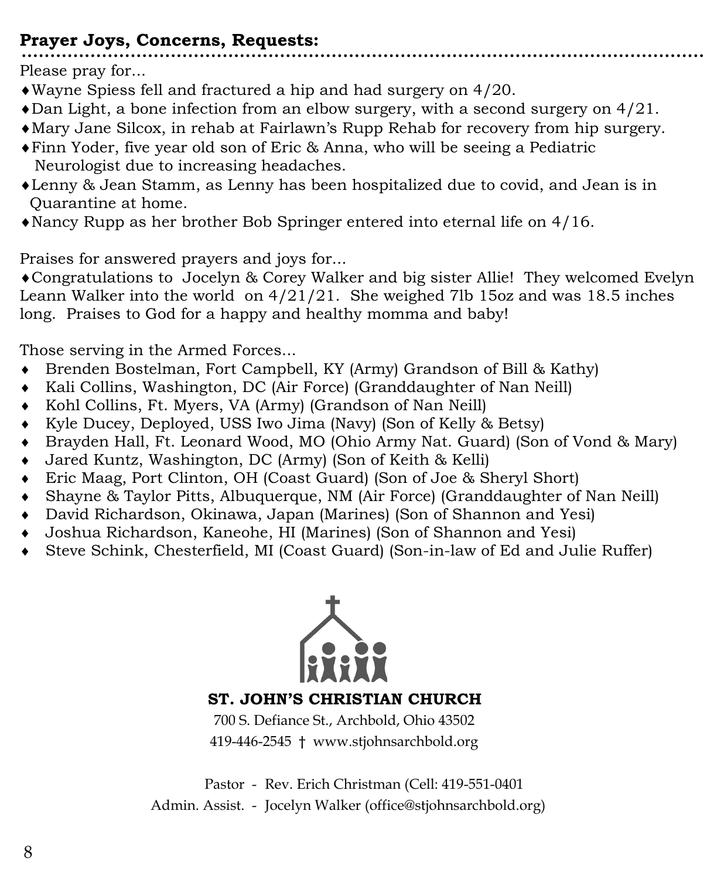**Prayer Joys, Concerns, Requests:**

Please pray for...

- Wayne Spiess fell and fractured a hip and had surgery on 4/20.
- Dan Light, a bone infection from an elbow surgery, with a second surgery on 4/21.
- Mary Jane Silcox, in rehab at Fairlawn's Rupp Rehab for recovery from hip surgery.
- Finn Yoder, five year old son of Eric & Anna, who will be seeing a Pediatric Neurologist due to increasing headaches.
- Lenny & Jean Stamm, as Lenny has been hospitalized due to covid, and Jean is in Quarantine at home.
- Nancy Rupp as her brother Bob Springer entered into eternal life on 4/16.

Praises for answered prayers and joys for...

- Congratulations to Jocelyn & Corey Walker and big sister Allie! They welcomed Evelyn Leann Walker into the world on 4/21/21. She weighed 7lb 15oz and was 18.5 inches long. Praises to God for a happy and healthy momma and baby!

Those serving in the Armed Forces...

- Brenden Bostelman, Fort Campbell, KY (Army) Grandson of Bill & Kathy)
- Kali Collins, Washington, DC (Air Force) (Granddaughter of Nan Neill)
- Kohl Collins, Ft. Myers, VA (Army) (Grandson of Nan Neill)
- Kyle Ducey, Deployed, USS Iwo Jima (Navy) (Son of Kelly & Betsy)
- Brayden Hall, Ft. Leonard Wood, MO (Ohio Army Nat. Guard) (Son of Vond & Mary)
- Jared Kuntz, Washington, DC (Army) (Son of Keith & Kelli)
- Eric Maag, Port Clinton, OH (Coast Guard) (Son of Joe & Sheryl Short)
- Shayne & Taylor Pitts, Albuquerque, NM (Air Force) (Granddaughter of Nan Neill)
- David Richardson, Okinawa, Japan (Marines) (Son of Shannon and Yesi)
- Joshua Richardson, Kaneohe, HI (Marines) (Son of Shannon and Yesi)
- Steve Schink, Chesterfield, MI (Coast Guard) (Son-in-law of Ed and Julie Ruffer)

**ST. JOHN'S CHRISTIAN CHURCH**

700 S. Defiance St., Archbold, Ohio 43502

419-446-2545 † www.stjohnsarchbold.org

Pastor - Rev. Erich Christman (Cell: 419-551-0401

Admin. Assist. - Jocelyn Walker (office@stjohnsarchbold.org)